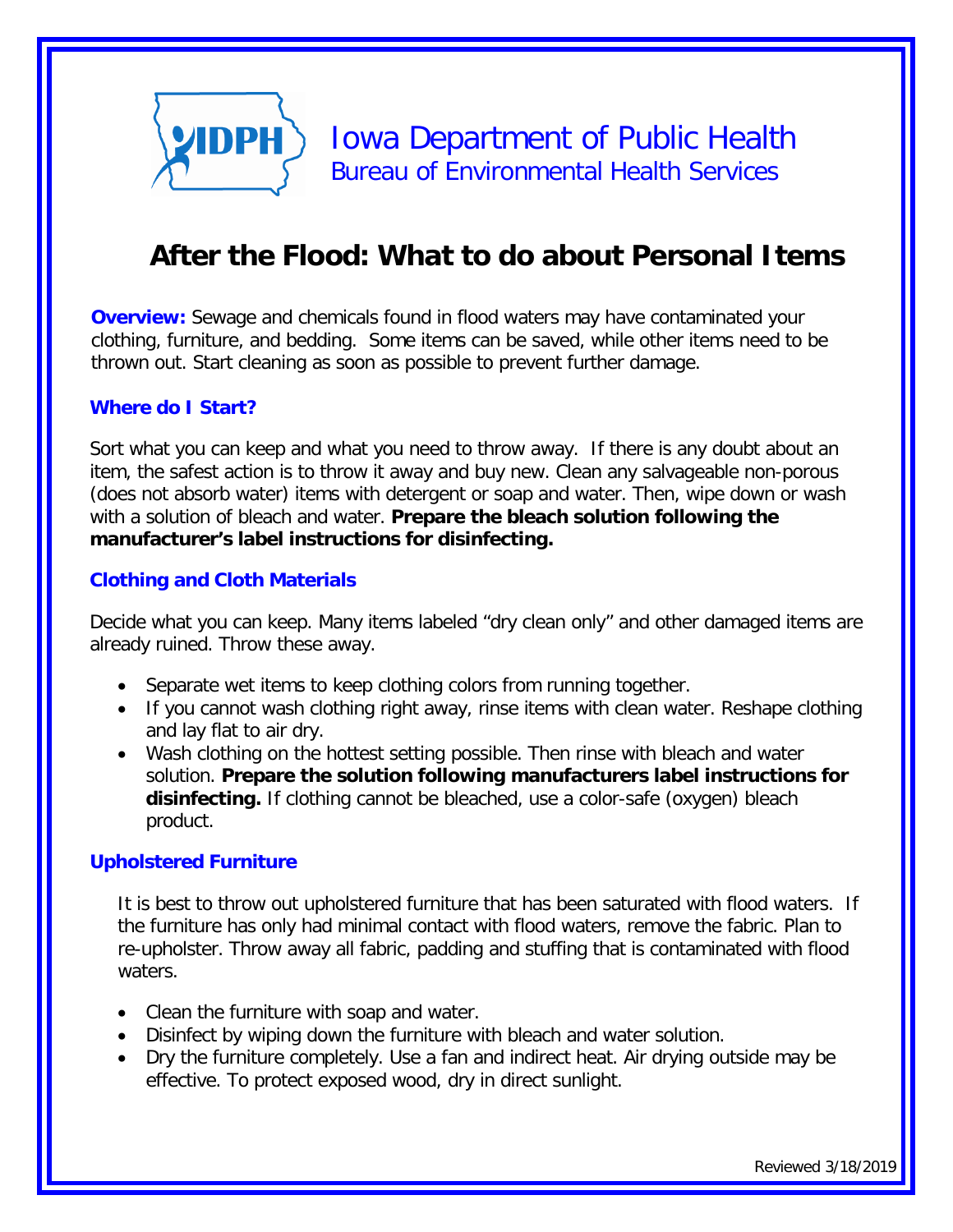Iowa Department of Public Health
Bureau of Environmental Health Services

# After the Flood: What to do about Personal Items

**Overview:** Sewage and chemicals found in flood waters may have contaminated your clothing, furniture, and bedding. Some items can be saved, while other items need to be thrown out. Start cleaning as soon as possible to prevent further damage.

### Where do I Start?

Sort what you can keep and what you need to throw away. If there is any doubt about an item, the safest action is to throw it away and buy new. Clean any salvageable non-porous (does not absorb water) items with detergent or soap and water. Then, wipe down or wash with a solution of bleach and water. **Prepare the bleach solution following the manufacturer's label instructions for disinfecting.**

### Clothing and Cloth Materials

Decide what you can keep. Many items labeled "dry clean only" and other damaged items are already ruined. Throw these away.

- Separate wet items to keep clothing colors from running together.
- If you cannot wash clothing right away, rinse items with clean water. Reshape clothing and lay flat to air dry.
- Wash clothing on the hottest setting possible. Then rinse with bleach and water solution. **Prepare the solution following manufacturers label instructions for disinfecting.** If clothing cannot be bleached, use a color-safe (oxygen) bleach product.

### Upholstered Furniture

It is best to throw out upholstered furniture that has been saturated with flood waters. If the furniture has only had minimal contact with flood waters, remove the fabric. Plan to re-upholster. Throw away all fabric, padding and stuffing that is contaminated with flood waters.

- Clean the furniture with soap and water.
- Disinfect by wiping down the furniture with bleach and water solution.
- Dry the furniture completely. Use a fan and indirect heat. Air drying outside may be effective. To protect exposed wood, dry in direct sunlight.

Reviewed 3/18/2019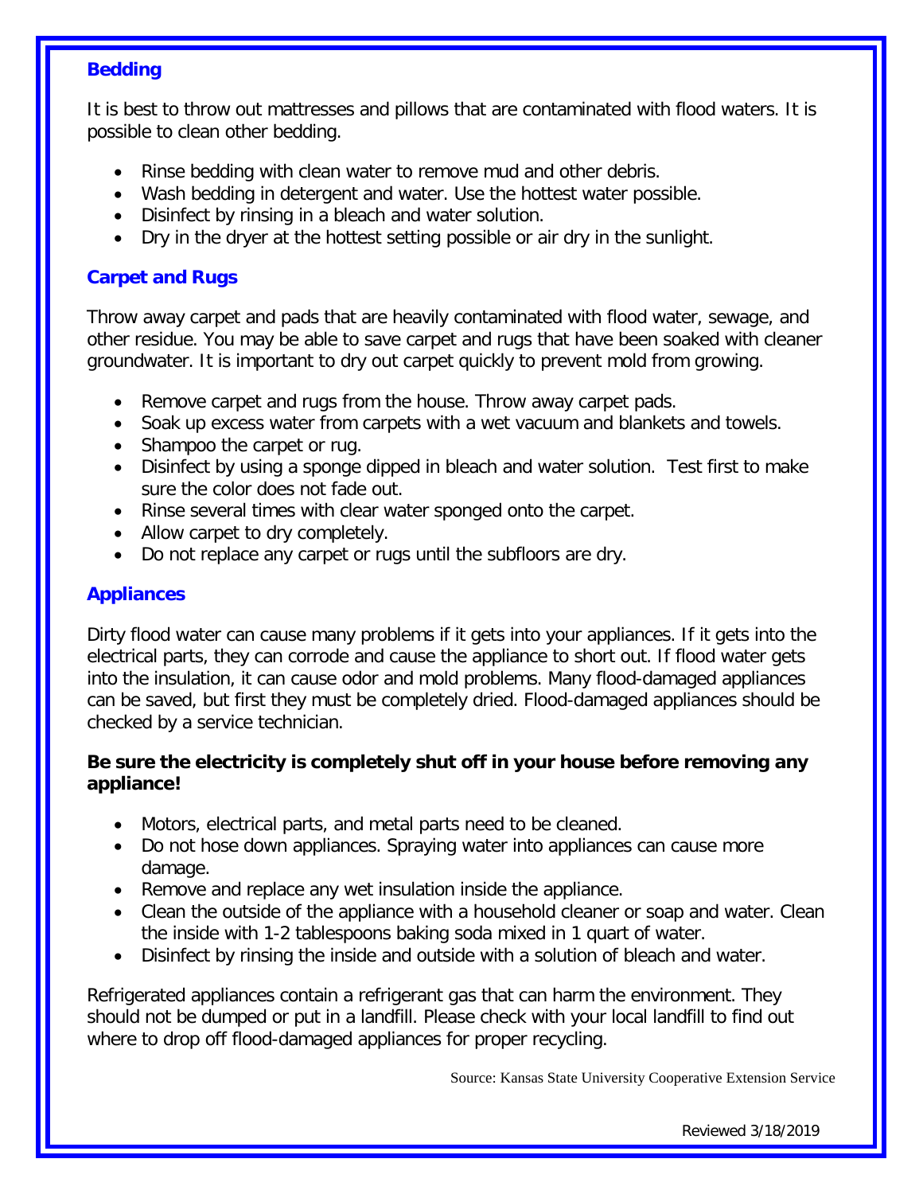## Bedding

It is best to throw out mattresses and pillows that are contaminated with flood waters. It is possible to clean other bedding.

- Rinse bedding with clean water to remove mud and other debris.
- Wash bedding in detergent and water. Use the hottest water possible.
- Disinfect by rinsing in a bleach and water solution.
- Dry in the dryer at the hottest setting possible or air dry in the sunlight.

## Carpet and Rugs

Throw away carpet and pads that are heavily contaminated with flood water, sewage, and other residue. You may be able to save carpet and rugs that have been soaked with cleaner groundwater. It is important to dry out carpet quickly to prevent mold from growing.

- Remove carpet and rugs from the house. Throw away carpet pads.
- Soak up excess water from carpets with a wet vacuum and blankets and towels.
- Shampoo the carpet or rug.
- Disinfect by using a sponge dipped in bleach and water solution. Test first to make sure the color does not fade out.
- Rinse several times with clear water sponged onto the carpet.
- Allow carpet to dry completely.
- Do not replace any carpet or rugs until the subfloors are dry.

## Appliances

Dirty flood water can cause many problems if it gets into your appliances. If it gets into the electrical parts, they can corrode and cause the appliance to short out. If flood water gets into the insulation, it can cause odor and mold problems. Many flood-damaged appliances can be saved, but first they must be completely dried. Flood-damaged appliances should be checked by a service technician.

**Be sure the electricity is completely shut off in your house before removing any appliance!**

- Motors, electrical parts, and metal parts need to be cleaned.
- Do not hose down appliances. Spraying water into appliances can cause more damage.
- Remove and replace any wet insulation inside the appliance.
- Clean the outside of the appliance with a household cleaner or soap and water. Clean the inside with 1-2 tablespoons baking soda mixed in 1 quart of water.
- Disinfect by rinsing the inside and outside with a solution of bleach and water.

Refrigerated appliances contain a refrigerant gas that can harm the environment. They should not be dumped or put in a landfill. Please check with your local landfill to find out where to drop off flood-damaged appliances for proper recycling.

Source: Kansas State University Cooperative Extension Service

Reviewed 3/18/2019